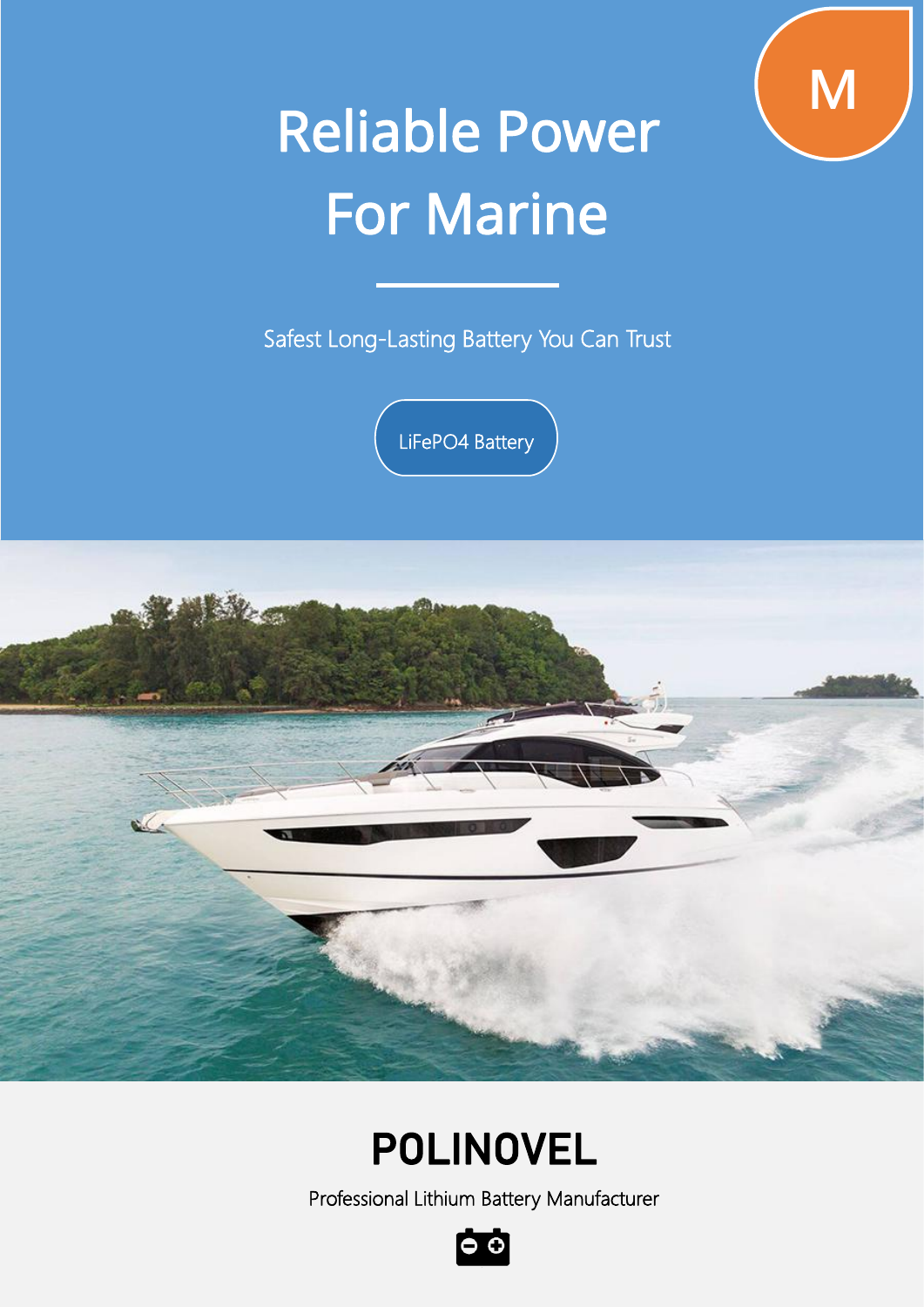M

# Reliable Power For Marine

Safest Long-Lasting Battery You Can Trust

LiFePO4 Battery

## POLINOVEL

Professional Lithium Battery Manufacturer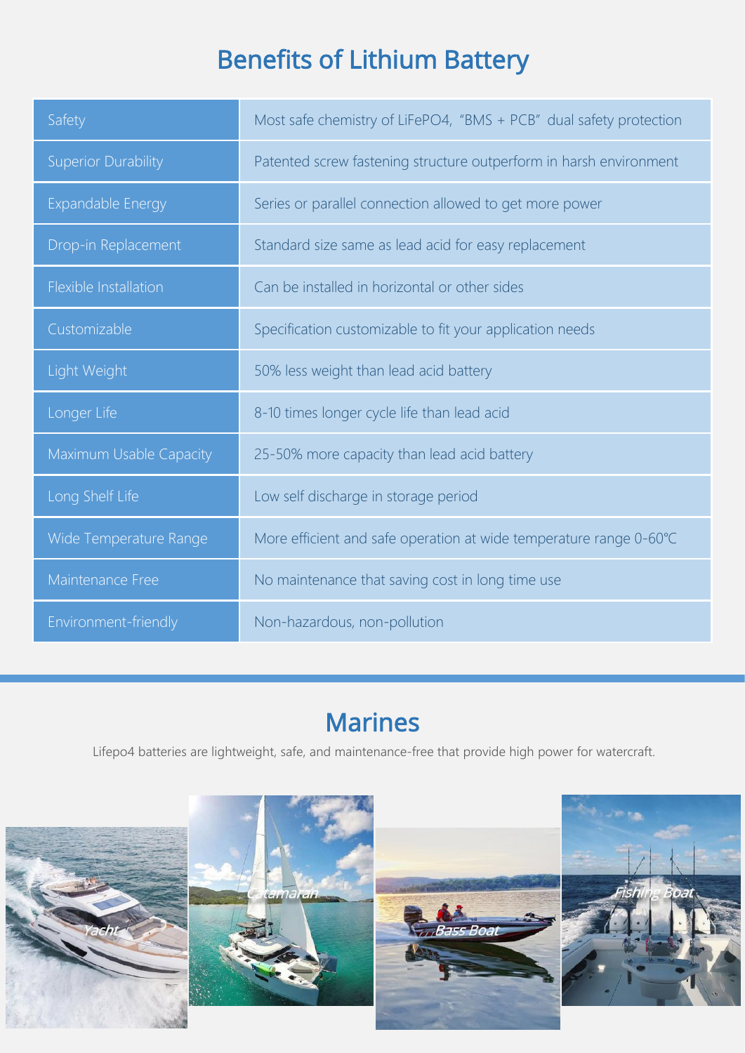# Benefits of Lithium Battery

| | |
|---|---|
| Safety | Most safe chemistry of LiFePO4, "BMS + PCB" dual safety protection |
| Superior Durability | Patented screw fastening structure outperform in harsh environment |
| Expandable Energy | Series or parallel connection allowed to get more power |
| Drop-in Replacement | Standard size same as lead acid for easy replacement |
| Flexible Installation | Can be installed in horizontal or other sides |
| Customizable | Specification customizable to fit your application needs |
| Light Weight | 50% less weight than lead acid battery |
| Longer Life | 8-10 times longer cycle life than lead acid |
| Maximum Usable Capacity | 25-50% more capacity than lead acid battery |
| Long Shelf Life | Low self discharge in storage period |
| Wide Temperature Range | More efficient and safe operation at wide temperature range 0-60℃ |
| Maintenance Free | No maintenance that saving cost in long time use |
| Environment-friendly | Non-hazardous, non-pollution |

## Marines

Lifepo4 batteries are lightweight, safe, and maintenance-free that provide high power for watercraft.

Yacht

Catamaran

Bass Boat

Fishing Boat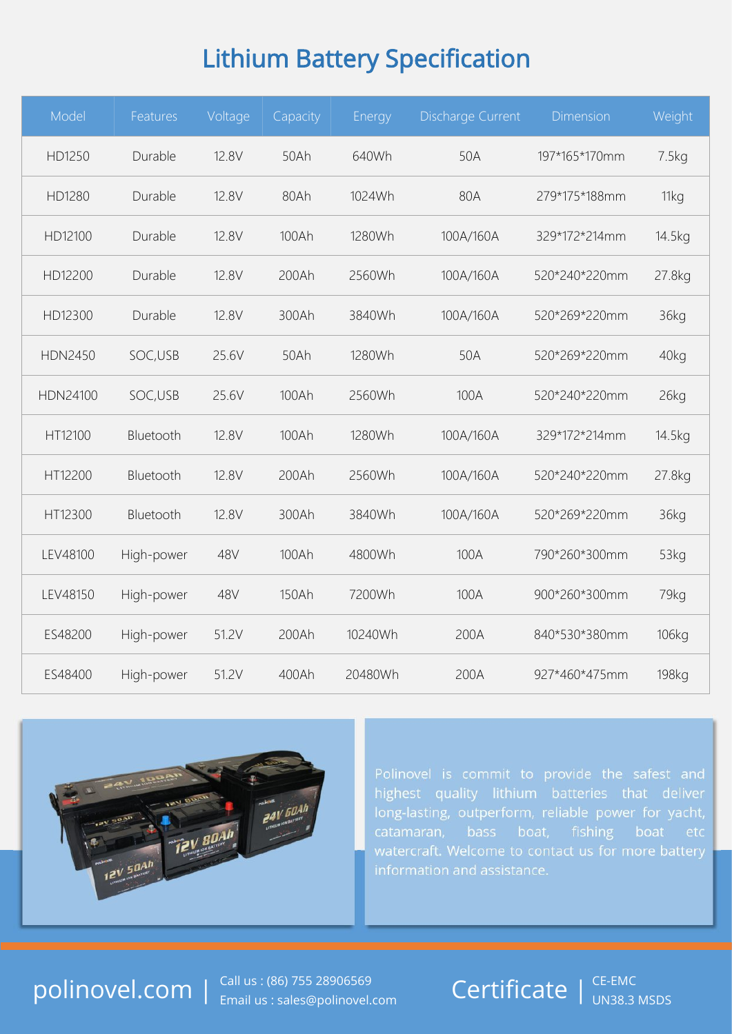# Lithium Battery Specification

| Model | Features | Voltage | Capacity | Energy | Discharge Current | Dimension | Weight |
|---|---|---|---|---|---|---|---|
| HD1250 | Durable | 12.8V | 50Ah | 640Wh | 50A | 197*165*170mm | 7.5kg |
| HD1280 | Durable | 12.8V | 80Ah | 1024Wh | 80A | 279*175*188mm | 11kg |
| HD12100 | Durable | 12.8V | 100Ah | 1280Wh | 100A/160A | 329*172*214mm | 14.5kg |
| HD12200 | Durable | 12.8V | 200Ah | 2560Wh | 100A/160A | 520*240*220mm | 27.8kg |
| HD12300 | Durable | 12.8V | 300Ah | 3840Wh | 100A/160A | 520*269*220mm | 36kg |
| HDN2450 | SOC,USB | 25.6V | 50Ah | 1280Wh | 50A | 520*269*220mm | 40kg |
| HDN24100 | SOC,USB | 25.6V | 100Ah | 2560Wh | 100A | 520*240*220mm | 26kg |
| HT12100 | Bluetooth | 12.8V | 100Ah | 1280Wh | 100A/160A | 329*172*214mm | 14.5kg |
| HT12200 | Bluetooth | 12.8V | 200Ah | 2560Wh | 100A/160A | 520*240*220mm | 27.8kg |
| HT12300 | Bluetooth | 12.8V | 300Ah | 3840Wh | 100A/160A | 520*269*220mm | 36kg |
| LEV48100 | High-power | 48V | 100Ah | 4800Wh | 100A | 790*260*300mm | 53kg |
| LEV48150 | High-power | 48V | 150Ah | 7200Wh | 100A | 900*260*300mm | 79kg |
| ES48200 | High-power | 51.2V | 200Ah | 10240Wh | 200A | 840*530*380mm | 106kg |
| ES48400 | High-power | 51.2V | 400Ah | 20480Wh | 200A | 927*460*475mm | 198kg |

Polinovel is commit to provide the safest and highest quality lithium batteries that deliver long-lasting, outperform, reliable power for yacht, catamaran, bass boat, fishing boat etc watercraft. Welcome to contact us for more battery information and assistance.

polinovel.com | Call us : (86) 755 28906569
Email us : sales@polinovel.com

Certificate | CE-EMC
UN38.3 MSDS